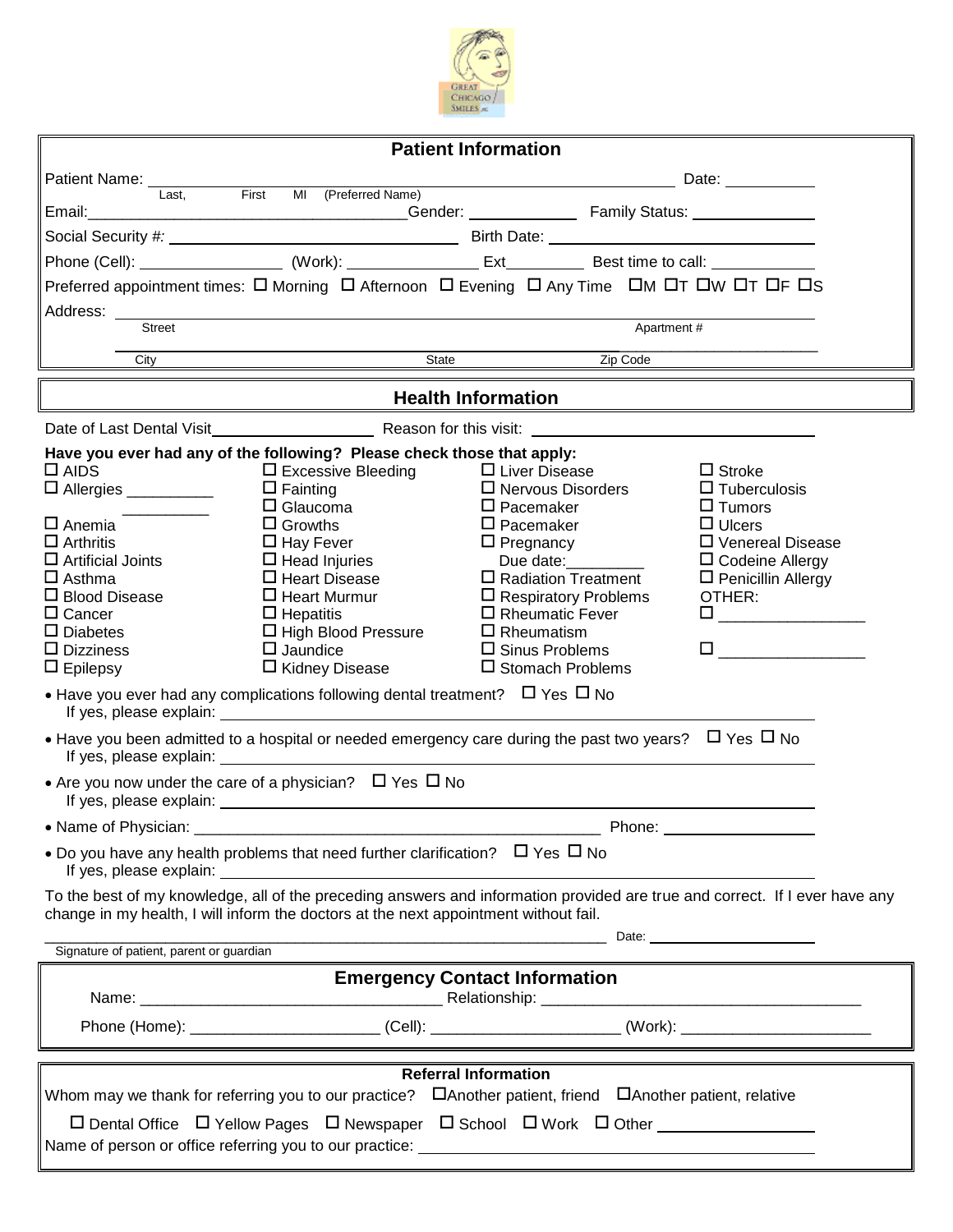## Patient Information

Patient Name: ______________________________________________ Date: __________
Last, First MI (Preferred Name)

Email: ______________________ Gender: __________ Family Status: ______________

Social Security #: ______________________ Birth Date: ______________________

Phone (Cell): ______________ (Work): ______________ Ext________ Best time to call: ____________

Preferred appointment times: ☐ Morning ☐ Afternoon ☐ Evening ☐ Any Time ☐M ☐T ☐W ☐T ☐F ☐S

Address: ______________________________________________
Street Apartment #

______________________________________________
City State Zip Code

## Health Information

Date of Last Dental Visit__________________ Reason for this visit: ______________________

**Have you ever had any of the following? Please check those that apply:**

- ☐ AIDS
- ☐ Allergies __________ __________
- ☐ Anemia
- ☐ Arthritis
- ☐ Artificial Joints
- ☐ Asthma
- ☐ Blood Disease
- ☐ Cancer
- ☐ Diabetes
- ☐ Dizziness
- ☐ Epilepsy
- ☐ Excessive Bleeding
- ☐ Fainting
- ☐ Glaucoma
- ☐ Growths
- ☐ Hay Fever
- ☐ Head Injuries
- ☐ Heart Disease
- ☐ Heart Murmur
- ☐ Hepatitis
- ☐ High Blood Pressure
- ☐ Jaundice
- ☐ Kidney Disease
- ☐ Liver Disease
- ☐ Nervous Disorders
- ☐ Pacemaker
- ☐ Pacemaker
- ☐ Pregnancy
  Due date:_________
- ☐ Radiation Treatment
- ☐ Respiratory Problems
- ☐ Rheumatic Fever
- ☐ Rheumatism
- ☐ Sinus Problems
- ☐ Stomach Problems
- ☐ Stroke
- ☐ Tuberculosis
- ☐ Tumors
- ☐ Ulcers
- ☐ Venereal Disease
- ☐ Codeine Allergy
- ☐ Penicillin Allergy

OTHER:
- ☐ ________________
- ☐ ________________

- Have you ever had any complications following dental treatment? ☐ Yes ☐ No
  If yes, please explain: ______________________________________________
- Have you been admitted to a hospital or needed emergency care during the past two years? ☐ Yes ☐ No
  If yes, please explain: ______________________________________________
- Are you now under the care of a physician? ☐ Yes ☐ No
  If yes, please explain: ______________________________________________
- Name of Physician: ______________________________________________ Phone: ________________
- Do you have any health problems that need further clarification? ☐ Yes ☐ No
  If yes, please explain: ______________________________________________

To the best of my knowledge, all of the preceding answers and information provided are true and correct. If I ever have any change in my health, I will inform the doctors at the next appointment without fail.

______________________________________________ Date: ________________
Signature of patient, parent or guardian

## Emergency Contact Information

Name: ______________________________ Relationship: ______________________________

Phone (Home): ____________________ (Cell): ____________________ (Work): ____________________

## Referral Information

Whom may we thank for referring you to our practice? ☐Another patient, friend ☐Another patient, relative

☐ Dental Office ☐ Yellow Pages ☐ Newspaper ☐ School ☐ Work ☐ Other ________________

Name of person or office referring you to our practice: ______________________________________________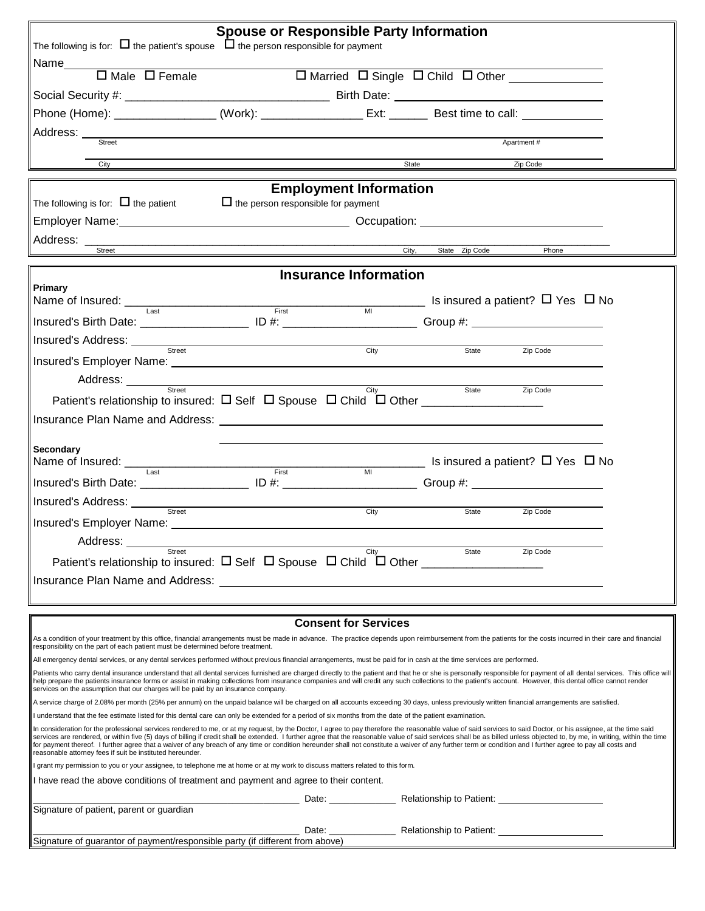## Spouse or Responsible Party Information

The following is for: ☐ the patient's spouse ☐ the person responsible for payment

Name\_\_\_\_\_\_\_\_\_\_\_\_\_\_\_\_\_\_\_\_\_\_\_\_\_\_\_\_\_\_\_\_\_\_\_\_\_\_\_\_\_\_\_\_\_\_\_\_\_\_\_\_\_\_\_\_\_\_

☐ Male ☐ Female ☐ Married ☐ Single ☐ Child ☐ Other \_\_\_\_\_\_\_\_\_\_\_\_\_\_\_

Social Security #: \_\_\_\_\_\_\_\_\_\_\_\_\_\_\_\_\_\_\_\_\_\_\_\_\_\_\_\_\_\_\_ Birth Date: \_\_\_\_\_\_\_\_\_\_\_\_\_\_\_\_\_\_\_\_\_\_\_\_\_\_\_\_\_\_

Phone (Home): \_\_\_\_\_\_\_\_\_\_\_\_\_\_\_\_ (Work): \_\_\_\_\_\_\_\_\_\_\_\_\_\_\_\_ Ext: \_\_\_\_\_\_ Best time to call: \_\_\_\_\_\_\_\_\_\_\_\_\_

Address: \_\_\_\_\_\_\_\_\_\_\_\_\_\_\_\_\_\_\_\_\_\_\_\_\_\_\_\_\_\_\_\_\_\_\_\_\_\_\_\_\_\_\_\_\_\_\_\_\_\_\_\_\_\_\_\_\_\_\_\_\_\_\_\_\_\_\_\_\_\_\_
Street Apartment #

\_\_\_\_\_\_\_\_\_\_\_\_\_\_\_\_\_\_\_\_\_\_\_\_\_\_\_\_\_\_\_\_\_\_\_\_\_\_\_\_\_\_\_\_\_\_\_\_\_\_\_\_\_\_\_\_\_\_\_\_\_\_\_\_\_\_\_\_\_\_\_\_\_\_\_\_\_\_
City State Zip Code

## Employment Information

The following is for: ☐ the patient ☐ the person responsible for payment

Employer Name: \_\_\_\_\_\_\_\_\_\_\_\_\_\_\_\_\_\_\_\_\_\_\_\_\_\_\_\_\_\_\_\_\_\_\_\_ Occupation: \_\_\_\_\_\_\_\_\_\_\_\_\_\_\_\_\_\_\_\_\_\_\_\_\_\_\_\_\_\_

Address: \_\_\_\_\_\_\_\_\_\_\_\_\_\_\_\_\_\_\_\_\_\_\_\_\_\_\_\_\_\_\_\_\_\_\_\_\_\_\_\_\_\_\_\_\_\_\_\_\_\_\_\_\_\_\_\_\_\_\_\_\_\_\_\_\_\_\_\_\_\_\_
Street City, State Zip Code Phone

## Insurance Information

**Primary**

Name of Insured: \_\_\_\_\_\_\_\_\_\_\_\_\_\_\_\_\_\_\_\_\_\_\_\_\_\_\_\_\_\_\_\_\_\_\_\_\_\_\_\_\_\_\_\_\_ Is insured a patient? ☐ Yes ☐ No
Last First MI

Insured's Birth Date: \_\_\_\_\_\_\_\_\_\_\_\_\_\_\_\_\_ ID #: \_\_\_\_\_\_\_\_\_\_\_\_\_\_\_\_\_\_\_\_\_\_ Group #: \_\_\_\_\_\_\_\_\_\_\_\_\_\_\_\_\_\_\_\_\_

Insured's Address: \_\_\_\_\_\_\_\_\_\_\_\_\_\_\_\_\_\_\_\_\_\_\_\_\_\_\_\_\_\_\_\_\_\_\_\_\_\_\_\_\_\_\_\_\_\_\_\_\_\_\_\_\_\_\_\_\_\_\_\_\_
Street City State Zip Code

Insured's Employer Name: \_\_\_\_\_\_\_\_\_\_\_\_\_\_\_\_\_\_\_\_\_\_\_\_\_\_\_\_\_\_\_\_\_\_\_\_\_\_\_\_\_\_\_\_\_\_\_\_\_\_\_\_\_\_\_\_

Address: \_\_\_\_\_\_\_\_\_\_\_\_\_\_\_\_\_\_\_\_\_\_\_\_\_\_\_\_\_\_\_\_\_\_\_\_\_\_\_\_\_\_\_\_\_\_\_\_\_\_\_\_\_\_\_\_\_\_\_\_\_\_\_\_\_\_\_
Street City State Zip Code

Patient's relationship to insured: ☐ Self ☐ Spouse ☐ Child ☐ Other \_\_\_\_\_\_\_\_\_\_\_\_\_\_\_\_\_\_\_

Insurance Plan Name and Address: \_\_\_\_\_\_\_\_\_\_\_\_\_\_\_\_\_\_\_\_\_\_\_\_\_\_\_\_\_\_\_\_\_\_\_\_\_\_\_\_\_\_\_\_\_\_\_\_\_\_\_\_

\_\_\_\_\_\_\_\_\_\_\_\_\_\_\_\_\_\_\_\_\_\_\_\_\_\_\_\_\_\_\_\_\_\_\_\_\_\_\_\_\_\_\_\_\_\_\_\_\_\_\_\_

**Secondary**

Name of Insured: \_\_\_\_\_\_\_\_\_\_\_\_\_\_\_\_\_\_\_\_\_\_\_\_\_\_\_\_\_\_\_\_\_\_\_\_\_\_\_\_\_\_\_\_\_ Is insured a patient? ☐ Yes ☐ No
Last First MI

Insured's Birth Date: \_\_\_\_\_\_\_\_\_\_\_\_\_\_\_\_\_ ID #: \_\_\_\_\_\_\_\_\_\_\_\_\_\_\_\_\_\_\_\_\_\_ Group #: \_\_\_\_\_\_\_\_\_\_\_\_\_\_\_\_\_\_\_\_\_

Insured's Address: \_\_\_\_\_\_\_\_\_\_\_\_\_\_\_\_\_\_\_\_\_\_\_\_\_\_\_\_\_\_\_\_\_\_\_\_\_\_\_\_\_\_\_\_\_\_\_\_\_\_\_\_\_\_\_\_\_\_\_\_\_
Street City State Zip Code

Insured's Employer Name: \_\_\_\_\_\_\_\_\_\_\_\_\_\_\_\_\_\_\_\_\_\_\_\_\_\_\_\_\_\_\_\_\_\_\_\_\_\_\_\_\_\_\_\_\_\_\_\_\_\_\_\_\_\_\_\_

Address: \_\_\_\_\_\_\_\_\_\_\_\_\_\_\_\_\_\_\_\_\_\_\_\_\_\_\_\_\_\_\_\_\_\_\_\_\_\_\_\_\_\_\_\_\_\_\_\_\_\_\_\_\_\_\_\_\_\_\_\_\_\_\_\_\_\_\_
Street City State Zip Code

Patient's relationship to insured: ☐ Self ☐ Spouse ☐ Child ☐ Other \_\_\_\_\_\_\_\_\_\_\_\_\_\_\_\_\_\_\_

Insurance Plan Name and Address: \_\_\_\_\_\_\_\_\_\_\_\_\_\_\_\_\_\_\_\_\_\_\_\_\_\_\_\_\_\_\_\_\_\_\_\_\_\_\_\_\_\_\_\_\_\_\_\_\_\_\_\_

## Consent for Services

As a condition of your treatment by this office, financial arrangements must be made in advance. The practice depends upon reimbursement from the patients for the costs incurred in their care and financial responsibility on the part of each patient must be determined before treatment.

All emergency dental services, or any dental services performed without previous financial arrangements, must be paid for in cash at the time services are performed.

Patients who carry dental insurance understand that all dental services furnished are charged directly to the patient and that he or she is personally responsible for payment of all dental services. This office will help prepare the patients insurance forms or assist in making collections from insurance companies and will credit any such collections to the patient's account. However, this dental office cannot render services on the assumption that our charges will be paid by an insurance company.

A service charge of 2.08% per month (25% per annum) on the unpaid balance will be charged on all accounts exceeding 30 days, unless previously written financial arrangements are satisfied.

I understand that the fee estimate listed for this dental care can only be extended for a period of six months from the date of the patient examination.

In consideration for the professional services rendered to me, or at my request, by the Doctor, I agree to pay therefore the reasonable value of said services to said Doctor, or his assignee, at the time said services are rendered, or within five (5) days of billing if credit shall be extended. I further agree that the reasonable value of said services shall be as billed unless objected to, by me, in writing, within the time for payment thereof. I further agree that a waiver of any breach of any time or condition hereunder shall not constitute a waiver of any further term or condition and I further agree to pay all costs and reasonable attorney fees if suit be instituted hereunder.

I grant my permission to you or your assignee, to telephone me at home or at my work to discuss matters related to this form.

I have read the above conditions of treatment and payment and agree to their content.

\_\_\_\_\_\_\_\_\_\_\_\_\_\_\_\_\_\_\_\_\_\_\_\_\_\_\_\_\_\_\_\_\_\_\_\_\_\_\_\_\_\_\_\_\_\_\_\_\_\_\_\_ Date: \_\_\_\_\_\_\_\_\_\_\_\_\_ Relationship to Patient: \_\_\_\_\_\_\_\_\_\_\_\_\_\_\_\_\_\_\_\_
Signature of patient, parent or guardian

\_\_\_\_\_\_\_\_\_\_\_\_\_\_\_\_\_\_\_\_\_\_\_\_\_\_\_\_\_\_\_\_\_\_\_\_\_\_\_\_\_\_\_\_\_\_\_\_\_\_\_\_ Date: \_\_\_\_\_\_\_\_\_\_\_\_\_ Relationship to Patient: \_\_\_\_\_\_\_\_\_\_\_\_\_\_\_\_\_\_\_\_
Signature of guarantor of payment/responsible party (if different from above)